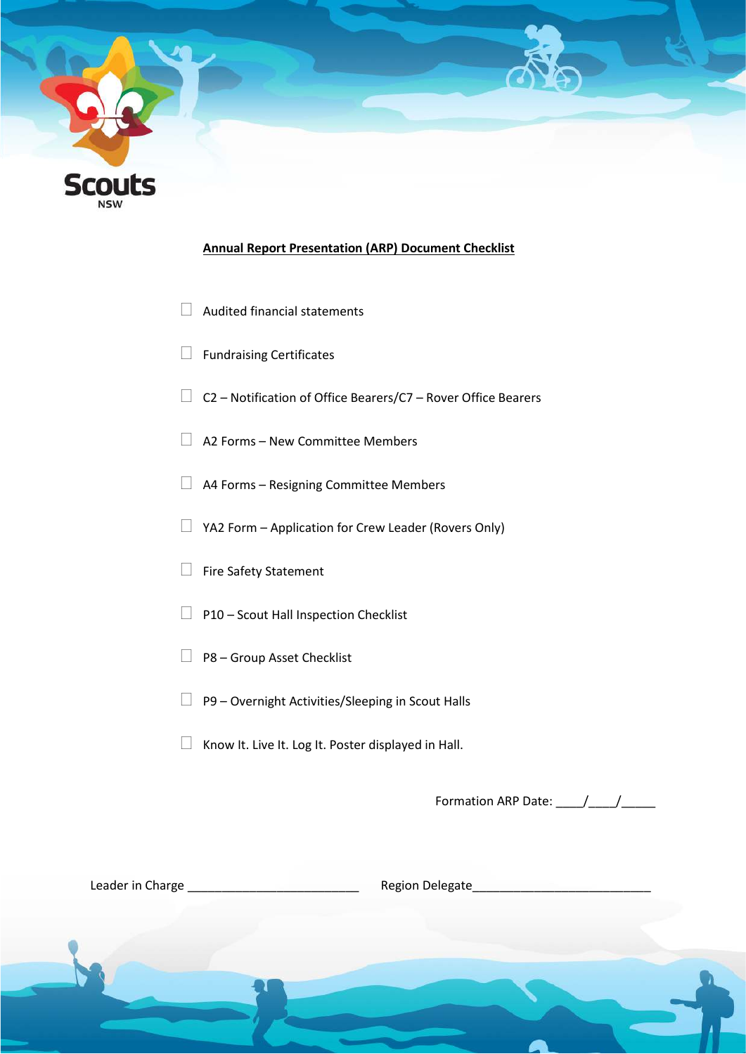Scouts NSW

## Annual Report Presentation (ARP) Document Checklist

- ☐ Audited financial statements
- ☐ Fundraising Certificates
- ☐ C2 – Notification of Office Bearers/C7 – Rover Office Bearers
- ☐ A2 Forms – New Committee Members
- ☐ A4 Forms – Resigning Committee Members
- ☐ YA2 Form – Application for Crew Leader (Rovers Only)
- ☐ Fire Safety Statement
- ☐ P10 – Scout Hall Inspection Checklist
- ☐ P8 – Group Asset Checklist
- ☐ P9 – Overnight Activities/Sleeping in Scout Halls
- ☐ Know It. Live It. Log It. Poster displayed in Hall.

Formation ARP Date: ____/____/_____

Leader in Charge ___________________________ Region Delegate____________________________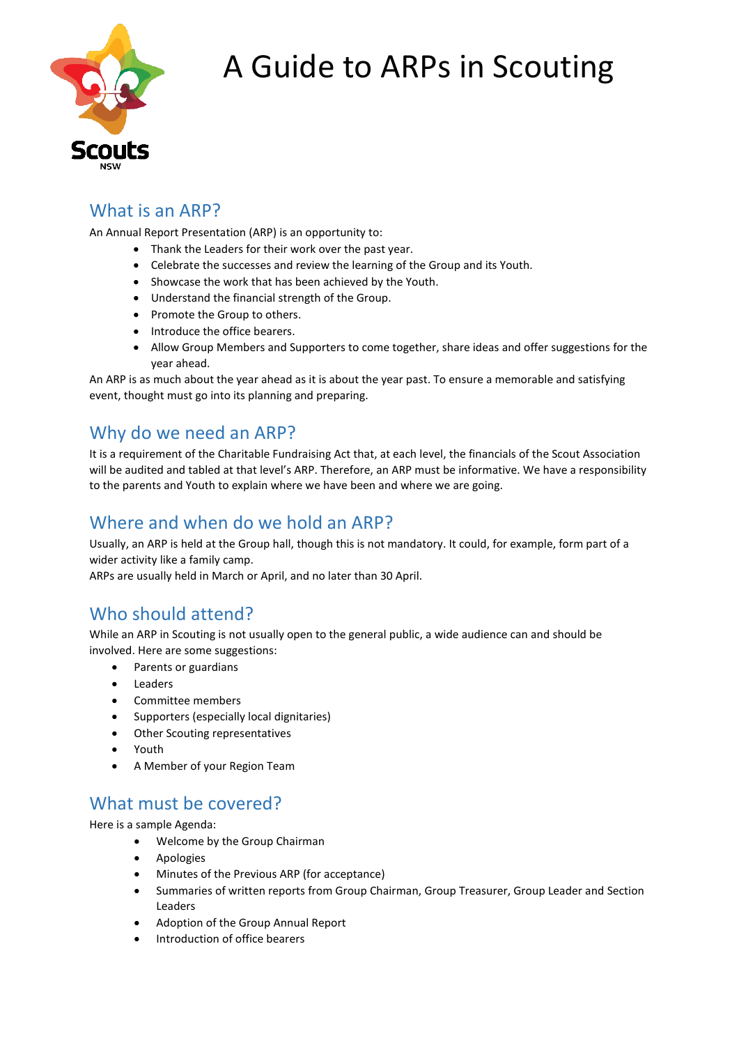# A Guide to ARPs in Scouting

## What is an ARP?

An Annual Report Presentation (ARP) is an opportunity to:

- Thank the Leaders for their work over the past year.
- Celebrate the successes and review the learning of the Group and its Youth.
- Showcase the work that has been achieved by the Youth.
- Understand the financial strength of the Group.
- Promote the Group to others.
- Introduce the office bearers.
- Allow Group Members and Supporters to come together, share ideas and offer suggestions for the year ahead.

An ARP is as much about the year ahead as it is about the year past. To ensure a memorable and satisfying event, thought must go into its planning and preparing.

## Why do we need an ARP?

It is a requirement of the Charitable Fundraising Act that, at each level, the financials of the Scout Association will be audited and tabled at that level's ARP. Therefore, an ARP must be informative. We have a responsibility to the parents and Youth to explain where we have been and where we are going.

## Where and when do we hold an ARP?

Usually, an ARP is held at the Group hall, though this is not mandatory. It could, for example, form part of a wider activity like a family camp.

ARPs are usually held in March or April, and no later than 30 April.

## Who should attend?

While an ARP in Scouting is not usually open to the general public, a wide audience can and should be involved. Here are some suggestions:

- Parents or guardians
- Leaders
- Committee members
- Supporters (especially local dignitaries)
- Other Scouting representatives
- Youth
- A Member of your Region Team

## What must be covered?

Here is a sample Agenda:

- Welcome by the Group Chairman
- Apologies
- Minutes of the Previous ARP (for acceptance)
- Summaries of written reports from Group Chairman, Group Treasurer, Group Leader and Section Leaders
- Adoption of the Group Annual Report
- Introduction of office bearers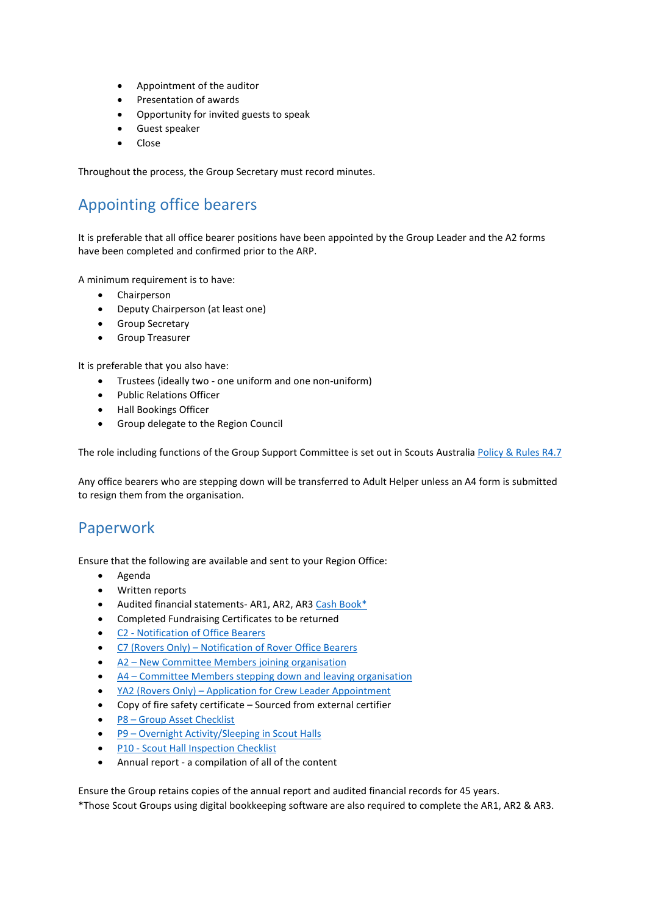- Appointment of the auditor
- Presentation of awards
- Opportunity for invited guests to speak
- Guest speaker
- Close

Throughout the process, the Group Secretary must record minutes.

## Appointing office bearers

It is preferable that all office bearer positions have been appointed by the Group Leader and the A2 forms have been completed and confirmed prior to the ARP.

A minimum requirement is to have:

- Chairperson
- Deputy Chairperson (at least one)
- Group Secretary
- Group Treasurer

It is preferable that you also have:

- Trustees (ideally two - one uniform and one non-uniform)
- Public Relations Officer
- Hall Bookings Officer
- Group delegate to the Region Council

The role including functions of the Group Support Committee is set out in Scouts Australia Policy & Rules R4.7

Any office bearers who are stepping down will be transferred to Adult Helper unless an A4 form is submitted to resign them from the organisation.

## Paperwork

Ensure that the following are available and sent to your Region Office:

- Agenda
- Written reports
- Audited financial statements- AR1, AR2, AR3 Cash Book*
- Completed Fundraising Certificates to be returned
- C2 - Notification of Office Bearers
- C7 (Rovers Only) – Notification of Rover Office Bearers
- A2 – New Committee Members joining organisation
- A4 – Committee Members stepping down and leaving organisation
- YA2 (Rovers Only) – Application for Crew Leader Appointment
- Copy of fire safety certificate – Sourced from external certifier
- P8 – Group Asset Checklist
- P9 – Overnight Activity/Sleeping in Scout Halls
- P10 - Scout Hall Inspection Checklist
- Annual report - a compilation of all of the content

Ensure the Group retains copies of the annual report and audited financial records for 45 years.
*Those Scout Groups using digital bookkeeping software are also required to complete the AR1, AR2 & AR3.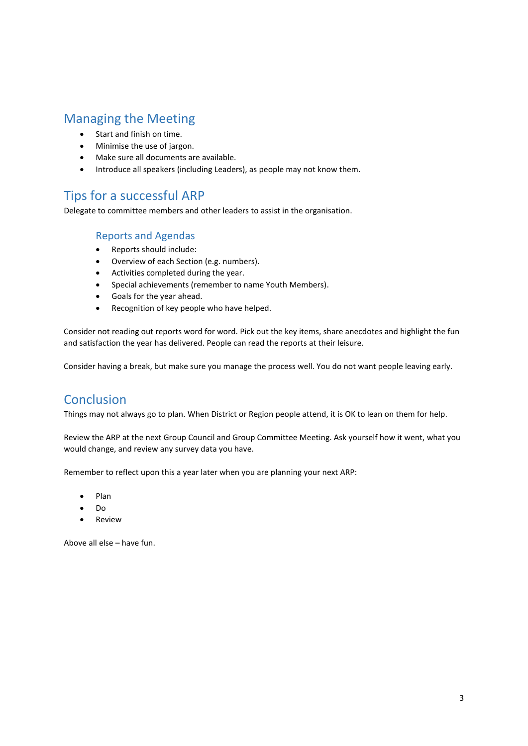## Managing the Meeting

- Start and finish on time.
- Minimise the use of jargon.
- Make sure all documents are available.
- Introduce all speakers (including Leaders), as people may not know them.

## Tips for a successful ARP

Delegate to committee members and other leaders to assist in the organisation.

### Reports and Agendas

- Reports should include:
- Overview of each Section (e.g. numbers).
- Activities completed during the year.
- Special achievements (remember to name Youth Members).
- Goals for the year ahead.
- Recognition of key people who have helped.

Consider not reading out reports word for word. Pick out the key items, share anecdotes and highlight the fun and satisfaction the year has delivered. People can read the reports at their leisure.

Consider having a break, but make sure you manage the process well. You do not want people leaving early.

## Conclusion

Things may not always go to plan. When District or Region people attend, it is OK to lean on them for help.

Review the ARP at the next Group Council and Group Committee Meeting. Ask yourself how it went, what you would change, and review any survey data you have.

Remember to reflect upon this a year later when you are planning your next ARP:

- Plan
- Do
- Review

Above all else – have fun.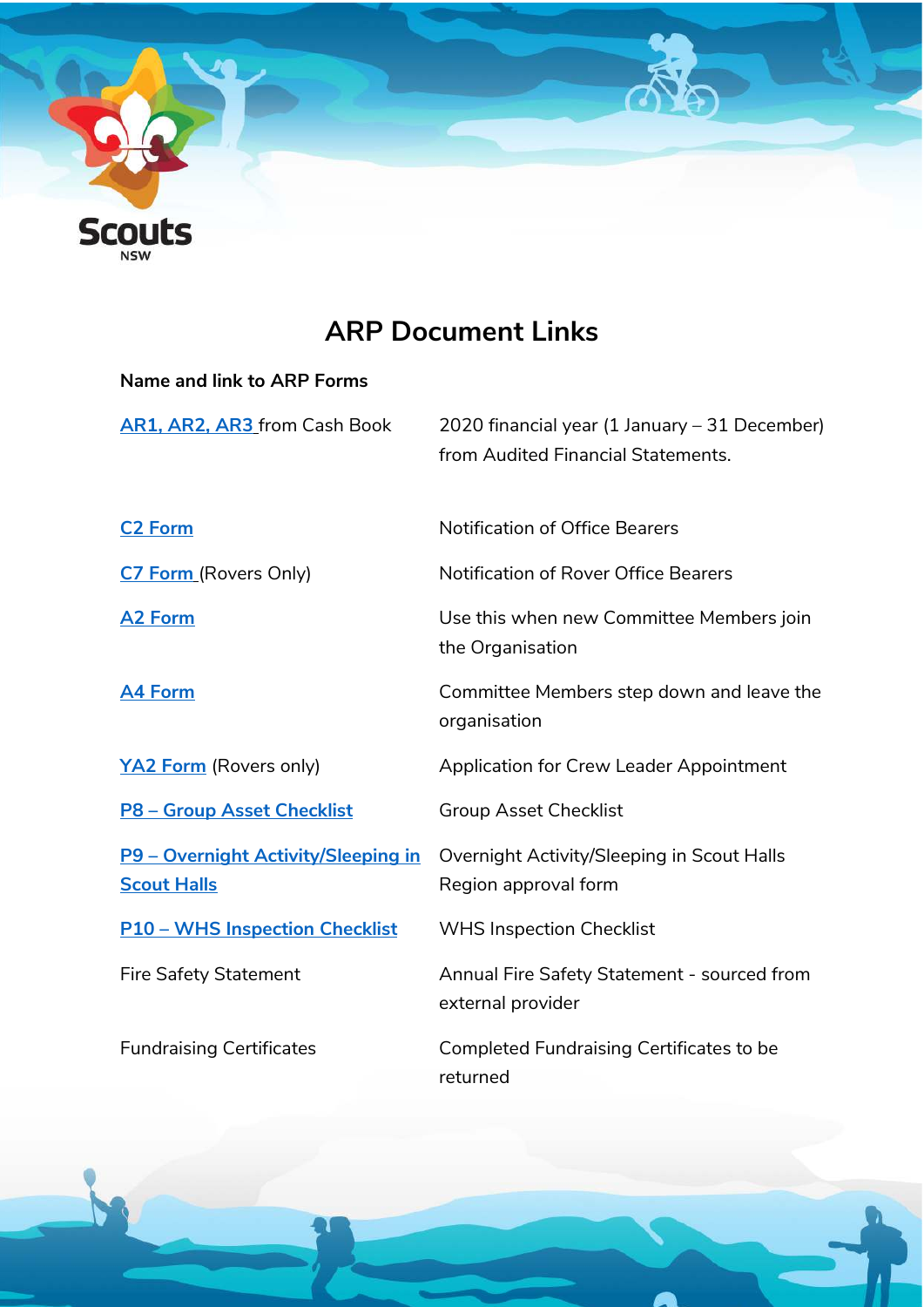# ARP Document Links

**Name and link to ARP Forms**

| | |
|---|---|
| AR1, AR2, AR3 from Cash Book | 2020 financial year (1 January – 31 December) from Audited Financial Statements. |
| C2 Form | Notification of Office Bearers |
| C7 Form (Rovers Only) | Notification of Rover Office Bearers |
| A2 Form | Use this when new Committee Members join the Organisation |
| A4 Form | Committee Members step down and leave the organisation |
| YA2 Form (Rovers only) | Application for Crew Leader Appointment |
| P8 – Group Asset Checklist | Group Asset Checklist |
| P9 – Overnight Activity/Sleeping in Scout Halls | Overnight Activity/Sleeping in Scout Halls Region approval form |
| P10 – WHS Inspection Checklist | WHS Inspection Checklist |
| Fire Safety Statement | Annual Fire Safety Statement - sourced from external provider |
| Fundraising Certificates | Completed Fundraising Certificates to be returned |